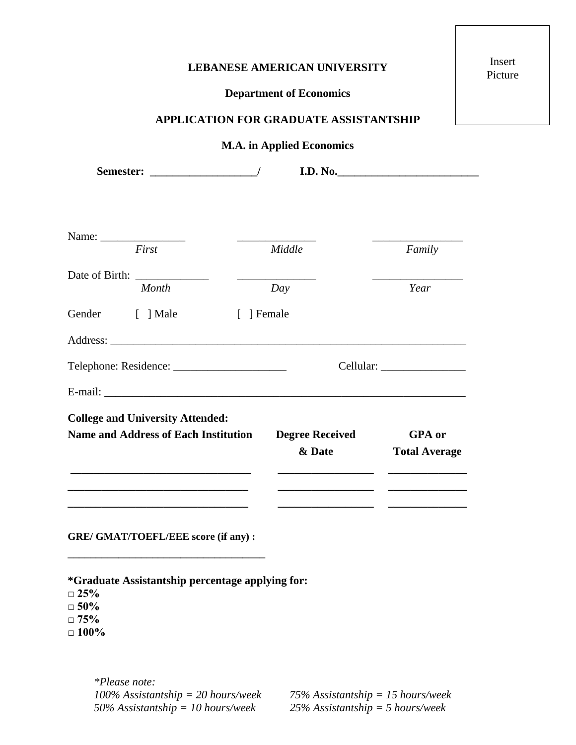Insert Picture

**LEBANESE AMERICAN UNIVERSITY**

**Department of Economics**

**APPLICATION FOR GRADUATE ASSISTANTSHIP**

**M.A. in Applied Economics**

**Semester: ___________________/ I.D. No.________________________**

Name: _______________ _______________ _______________
*First* *Middle* *Family*

Date of Birth: _____________ _______________ _______________
*Month* *Day* *Year*

Gender [ ] Male [ ] Female

Address: ______________________________________________________________

Telephone: Residence: ____________________ Cellular: _______________

E-mail: ________________________________________________________________

**College and University Attended:**

| **Name and Address of Each Institution** | **Degree Received & Date** | **GPA or Total Average** |
|---|---|---|
| ________________________________ | _________________ | ______________ |
| ________________________________ | _________________ | ______________ |
| ________________________________ | _________________ | ______________ |

**GRE/ GMAT/TOEFL/EEE score (if any) :**

**___________________________________**

**\*Graduate Assistantship percentage applying for:**

- □ **25%**
- □ **50%**
- □ **75%**
- □ **100%**

*\*Please note:*
*100% Assistantship = 20 hours/week* *75% Assistantship = 15 hours/week*
*50% Assistantship = 10 hours/week* *25% Assistantship = 5 hours/week*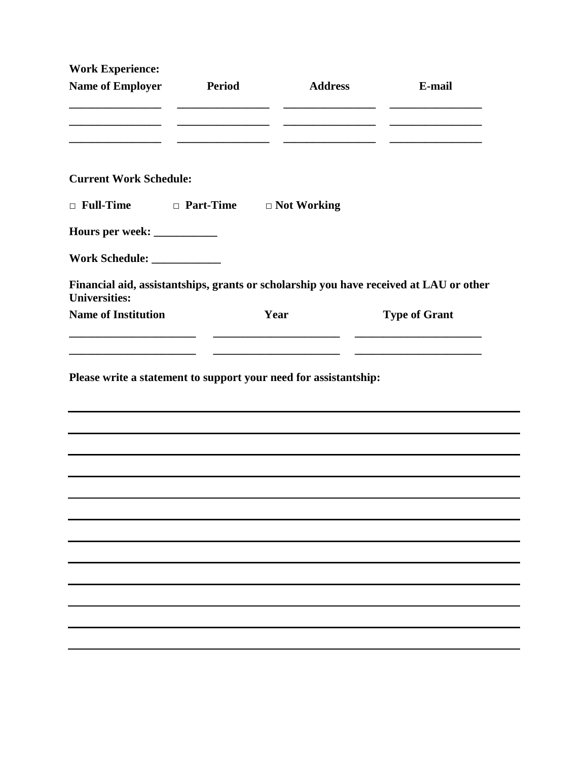**Work Experience:**

| Name of Employer | Period | Address | E-mail |
|---|---|---|---|
| | | | |
| | | | |
| | | | |

**Current Work Schedule:**

□ **Full-Time** □ **Part-Time** □ **Not Working**

**Hours per week:** ___________

**Work Schedule:** ____________

**Financial aid, assistantships, grants or scholarship you have received at LAU or other Universities:**

| Name of Institution | Year | Type of Grant |
|---|---|---|
| | | |
| | | |

**Please write a statement to support your need for assistantship:**

_______________________________________________________________________________

_______________________________________________________________________________

_______________________________________________________________________________

_______________________________________________________________________________

_______________________________________________________________________________

_______________________________________________________________________________

_______________________________________________________________________________

_______________________________________________________________________________

_______________________________________________________________________________

_______________________________________________________________________________

_______________________________________________________________________________

_______________________________________________________________________________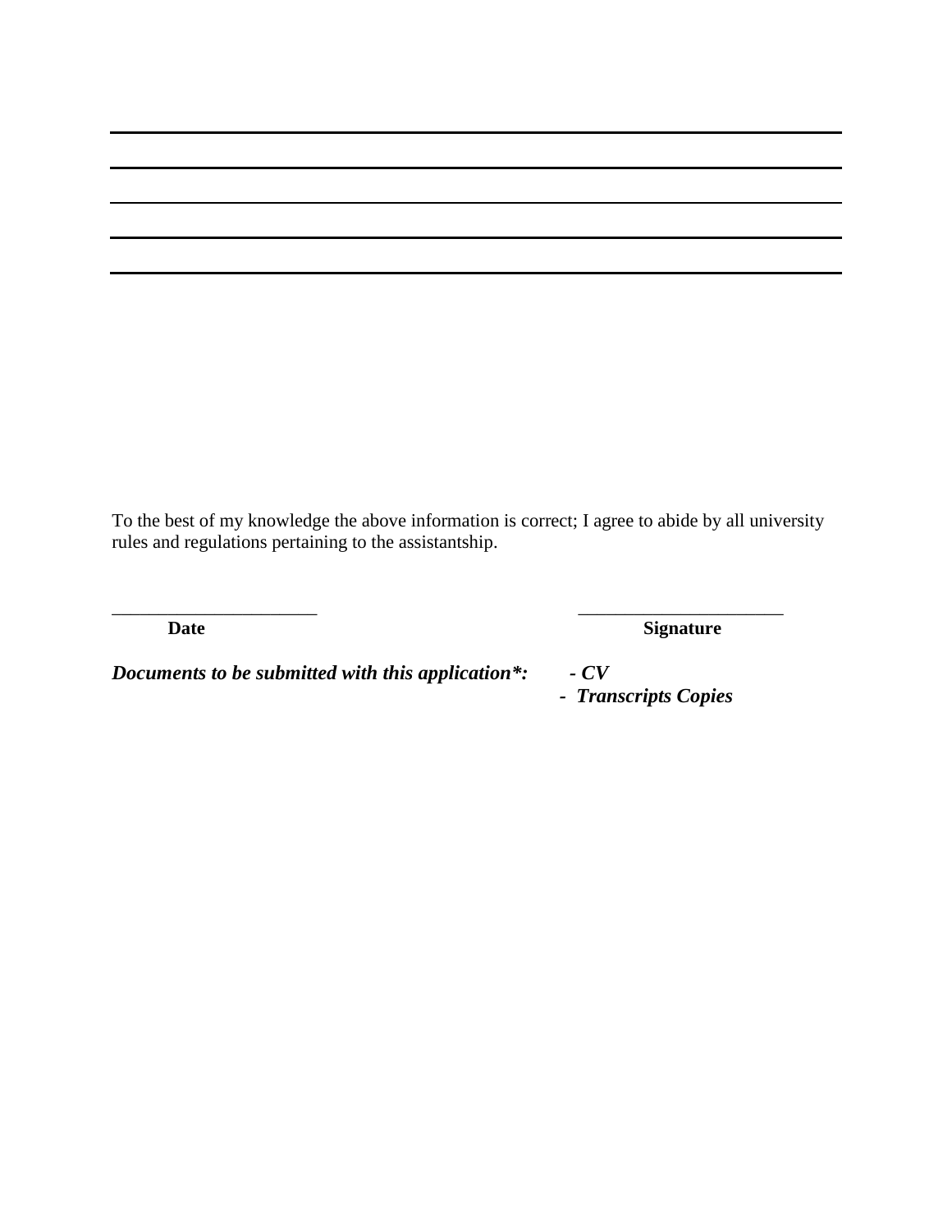To the best of my knowledge the above information is correct; I agree to abide by all university rules and regulations pertaining to the assistantship.

______________________ ______________________

**Date** **Signature**

***Documents to be submitted with this application*:*** ***- CV***
***- Transcripts Copies***